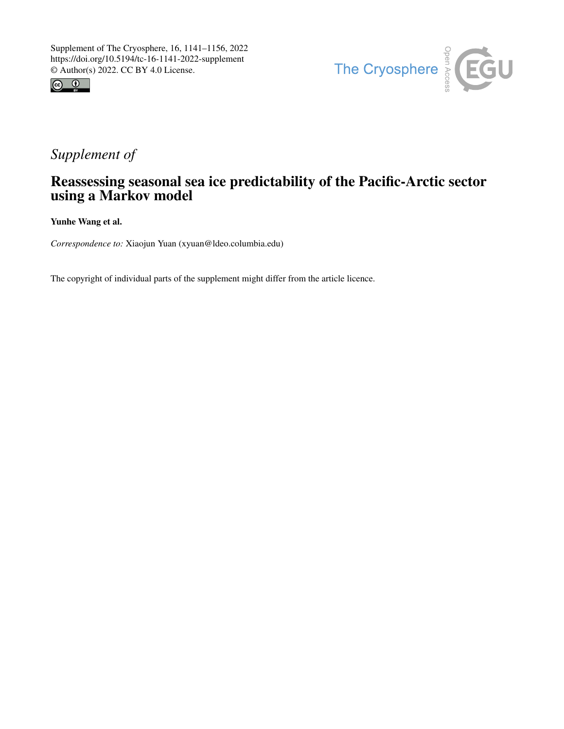Supplement of The Cryosphere, 16, 1141–1156, 2022
https://doi.org/10.5194/tc-16-1141-2022-supplement
© Author(s) 2022. CC BY 4.0 License.

*Supplement of*

# Reassessing seasonal sea ice predictability of the Pacific-Arctic sector using a Markov model

**Yunhe Wang et al.**

*Correspondence to:* Xiaojun Yuan (xyuan@ldeo.columbia.edu)

The copyright of individual parts of the supplement might differ from the article licence.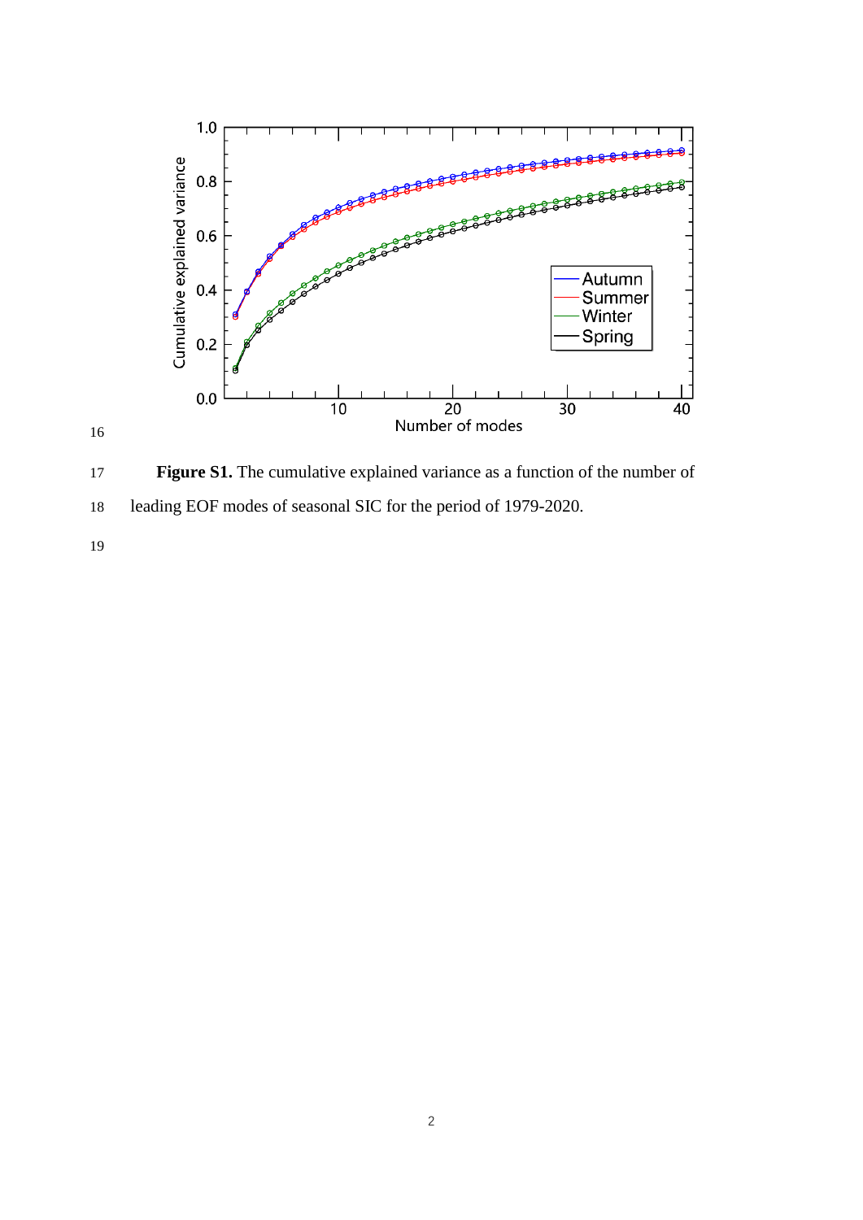**Figure S1.** The cumulative explained variance as a function of the number of leading EOF modes of seasonal SIC for the period of 1979-2020.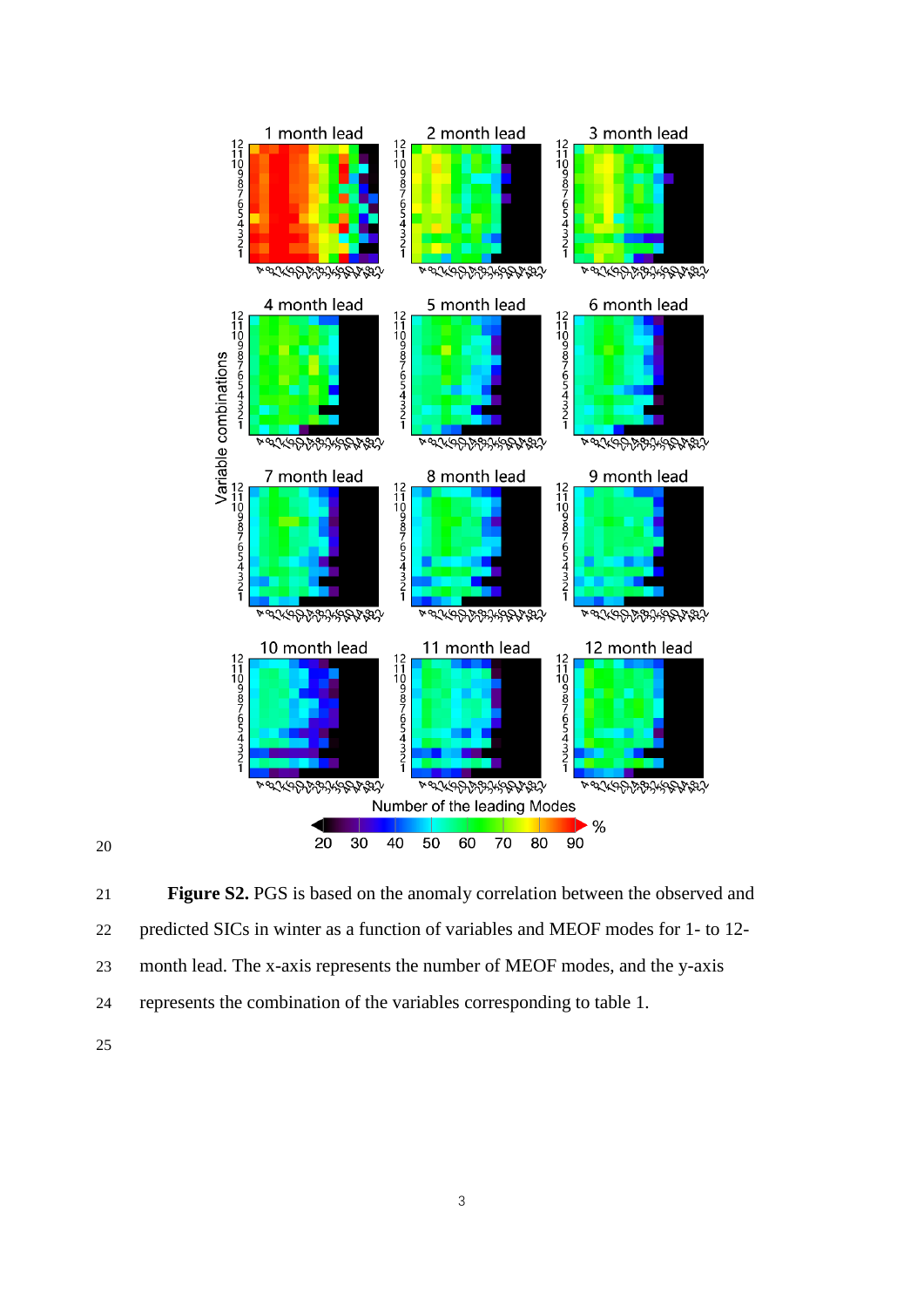**Figure S2.** PGS is based on the anomaly correlation between the observed and predicted SICs in winter as a function of variables and MEOF modes for 1- to 12-month lead. The x-axis represents the number of MEOF modes, and the y-axis represents the combination of the variables corresponding to table 1.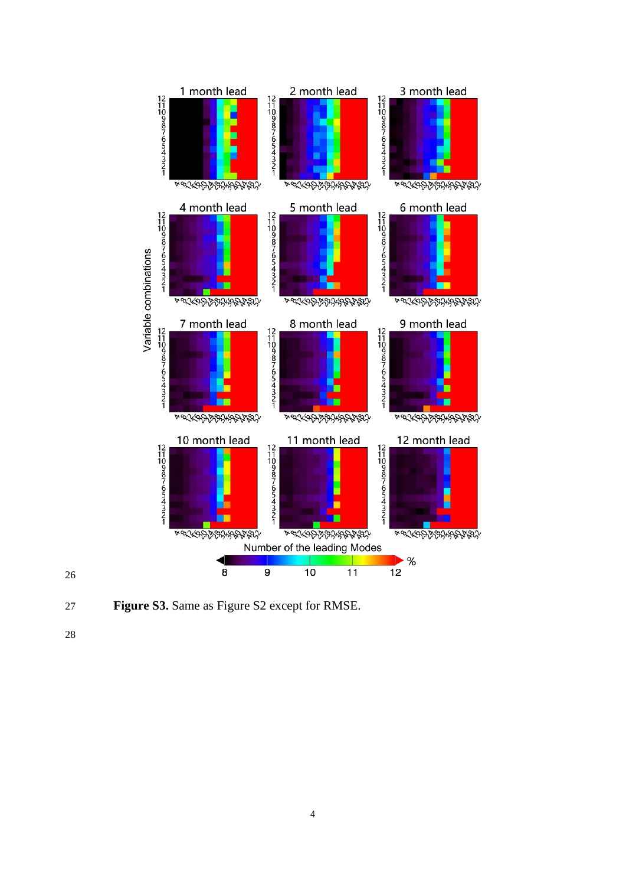**Figure S3.** Same as Figure S2 except for RMSE.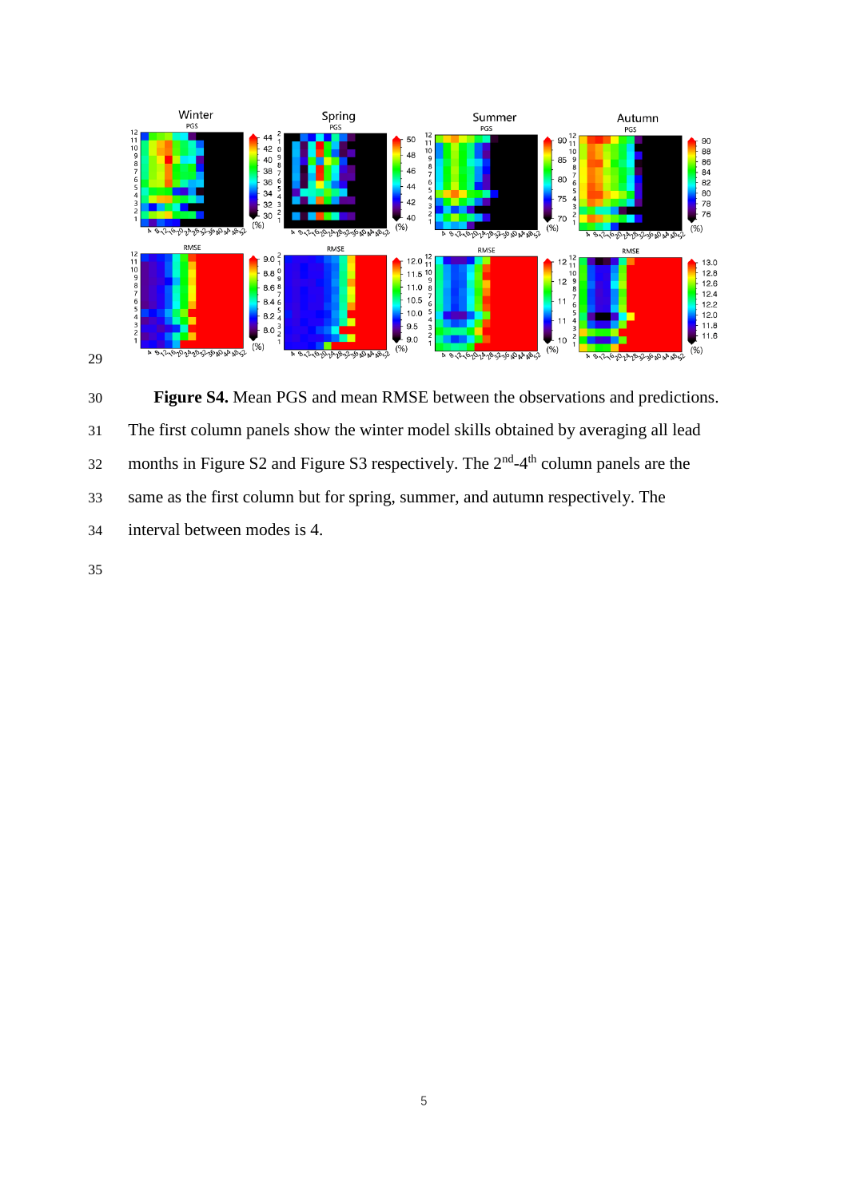Winter
PGS
44
42
40
38
36
34
32
30
(%)

Spring
PGS
50
48
46
44
42
40
(%)

Summer
PGS
90
85
80
75
70
(%)

Autumn
PGS
90
88
86
84
82
80
78
76
(%)

RMSE
9.0
8.8
8.6
8.4
8.2
8.0
(%)

RMSE
12.0
11.5
11.0
10.5
10.0
9.5
9.0
(%)

RMSE
12
12
11
11
10
(%)

RMSE
13.0
12.8
12.6
12.4
12.2
12.0
11.8
11.6
(%)

**Figure S4.** Mean PGS and mean RMSE between the observations and predictions. The first column panels show the winter model skills obtained by averaging all lead months in Figure S2 and Figure S3 respectively. The 2nd-4th column panels are the same as the first column but for spring, summer, and autumn respectively. The interval between modes is 4.